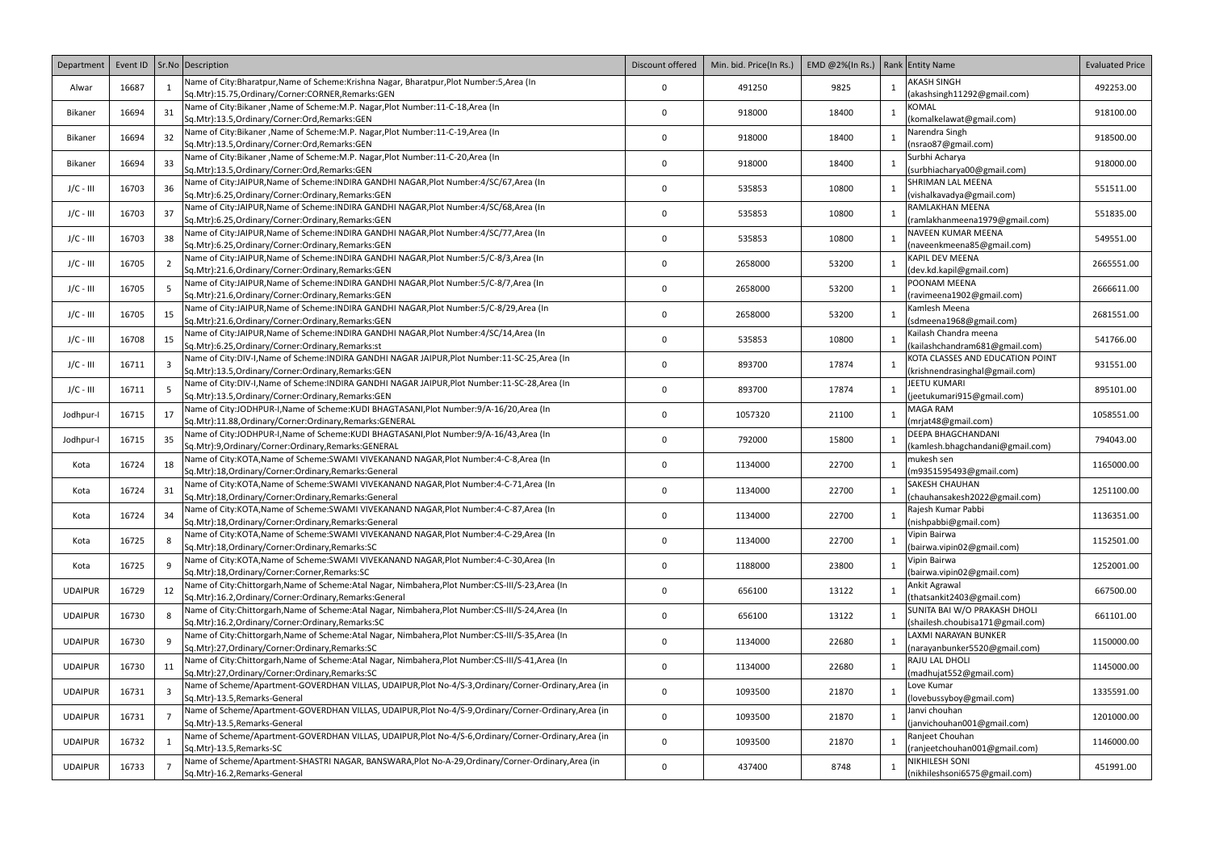| Department | Event ID | Sr.No | Description | Discount offered | Min. bid. Price(In Rs.) | EMD @2%(In Rs.) | Rank | Entity Name | Evaluated Price |
|---|---|---|---|---|---|---|---|---|---|
| Alwar | 16687 | 1 | Name of City:Bharatpur,Name of Scheme:Krishna Nagar, Bharatpur,Plot Number:5,Area (In Sq.Mtr):15.75,Ordinary/Corner:CORNER,Remarks:GEN | 0 | 491250 | 9825 | 1 | AKASH SINGH (akashsingh11292@gmail.com) | 492253.00 |
| Bikaner | 16694 | 31 | Name of City:Bikaner ,Name of Scheme:M.P. Nagar,Plot Number:11-C-18,Area (In Sq.Mtr):13.5,Ordinary/Corner:Ord,Remarks:GEN | 0 | 918000 | 18400 | 1 | KOMAL (komalkelawat@gmail.com) | 918100.00 |
| Bikaner | 16694 | 32 | Name of City:Bikaner ,Name of Scheme:M.P. Nagar,Plot Number:11-C-19,Area (In Sq.Mtr):13.5,Ordinary/Corner:Ord,Remarks:GEN | 0 | 918000 | 18400 | 1 | Narendra Singh (nsrao87@gmail.com) | 918500.00 |
| Bikaner | 16694 | 33 | Name of City:Bikaner ,Name of Scheme:M.P. Nagar,Plot Number:11-C-20,Area (In Sq.Mtr):13.5,Ordinary/Corner:Ord,Remarks:GEN | 0 | 918000 | 18400 | 1 | Surbhi Acharya (surbhiacharya00@gmail.com) | 918000.00 |
| J/C - III | 16703 | 36 | Name of City:JAIPUR,Name of Scheme:INDIRA GANDHI NAGAR,Plot Number:4/SC/67,Area (In Sq.Mtr):6.25,Ordinary/Corner:Ordinary,Remarks:GEN | 0 | 535853 | 10800 | 1 | SHRIMAN LAL MEENA (vishalkavadya@gmail.com) | 551511.00 |
| J/C - III | 16703 | 37 | Name of City:JAIPUR,Name of Scheme:INDIRA GANDHI NAGAR,Plot Number:4/SC/68,Area (In Sq.Mtr):6.25,Ordinary/Corner:Ordinary,Remarks:GEN | 0 | 535853 | 10800 | 1 | RAMLAKHAN MEENA (ramlakhanmeena1979@gmail.com) | 551835.00 |
| J/C - III | 16703 | 38 | Name of City:JAIPUR,Name of Scheme:INDIRA GANDHI NAGAR,Plot Number:4/SC/77,Area (In Sq.Mtr):6.25,Ordinary/Corner:Ordinary,Remarks:GEN | 0 | 535853 | 10800 | 1 | NAVEEN KUMAR MEENA (naveenkmeena85@gmail.com) | 549551.00 |
| J/C - III | 16705 | 2 | Name of City:JAIPUR,Name of Scheme:INDIRA GANDHI NAGAR,Plot Number:5/C-8/3,Area (In Sq.Mtr):21.6,Ordinary/Corner:Ordinary,Remarks:GEN | 0 | 2658000 | 53200 | 1 | KAPIL DEV MEENA (dev.kd.kapil@gmail.com) | 2665551.00 |
| J/C - III | 16705 | 5 | Name of City:JAIPUR,Name of Scheme:INDIRA GANDHI NAGAR,Plot Number:5/C-8/7,Area (In Sq.Mtr):21.6,Ordinary/Corner:Ordinary,Remarks:GEN | 0 | 2658000 | 53200 | 1 | POONAM MEENA (ravimeena1902@gmail.com) | 2666611.00 |
| J/C - III | 16705 | 15 | Name of City:JAIPUR,Name of Scheme:INDIRA GANDHI NAGAR,Plot Number:5/C-8/29,Area (In Sq.Mtr):21.6,Ordinary/Corner:Ordinary,Remarks:GEN | 0 | 2658000 | 53200 | 1 | Kamlesh Meena (sdmeena1968@gmail.com) | 2681551.00 |
| J/C - III | 16708 | 15 | Name of City:JAIPUR,Name of Scheme:INDIRA GANDHI NAGAR,Plot Number:4/SC/14,Area (In Sq.Mtr):6.25,Ordinary/Corner:Ordinary,Remarks:st | 0 | 535853 | 10800 | 1 | Kailash Chandra meena (kailashchandram681@gmail.com) | 541766.00 |
| J/C - III | 16711 | 3 | Name of City:DIV-I,Name of Scheme:INDIRA GANDHI NAGAR JAIPUR,Plot Number:11-SC-25,Area (In Sq.Mtr):13.5,Ordinary/Corner:Ordinary,Remarks:GEN | 0 | 893700 | 17874 | 1 | KOTA CLASSES AND EDUCATION POINT (krishnendrasinghal@gmail.com) | 931551.00 |
| J/C - III | 16711 | 5 | Name of City:DIV-I,Name of Scheme:INDIRA GANDHI NAGAR JAIPUR,Plot Number:11-SC-28,Area (In Sq.Mtr):13.5,Ordinary/Corner:Ordinary,Remarks:GEN | 0 | 893700 | 17874 | 1 | JEETU KUMARI (jeetukumari915@gmail.com) | 895101.00 |
| Jodhpur-I | 16715 | 17 | Name of City:JODHPUR-I,Name of Scheme:KUDI BHAGTASANI,Plot Number:9/A-16/20,Area (In Sq.Mtr):11.88,Ordinary/Corner:Ordinary,Remarks:GENERAL | 0 | 1057320 | 21100 | 1 | MAGA RAM (mrjat48@gmail.com) | 1058551.00 |
| Jodhpur-I | 16715 | 35 | Name of City:JODHPUR-I,Name of Scheme:KUDI BHAGTASANI,Plot Number:9/A-16/43,Area (In Sq.Mtr):9,Ordinary/Corner:Ordinary,Remarks:GENERAL | 0 | 792000 | 15800 | 1 | DEEPA BHAGCHANDANI (kamlesh.bhagchandani@gmail.com) | 794043.00 |
| Kota | 16724 | 18 | Name of City:KOTA,Name of Scheme:SWAMI VIVEKANAND NAGAR,Plot Number:4-C-8,Area (In Sq.Mtr):18,Ordinary/Corner:Ordinary,Remarks:General | 0 | 1134000 | 22700 | 1 | mukesh sen (m9351595493@gmail.com) | 1165000.00 |
| Kota | 16724 | 31 | Name of City:KOTA,Name of Scheme:SWAMI VIVEKANAND NAGAR,Plot Number:4-C-71,Area (In Sq.Mtr):18,Ordinary/Corner:Ordinary,Remarks:General | 0 | 1134000 | 22700 | 1 | SAKESH CHAUHAN (chauhansakesh2022@gmail.com) | 1251100.00 |
| Kota | 16724 | 34 | Name of City:KOTA,Name of Scheme:SWAMI VIVEKANAND NAGAR,Plot Number:4-C-87,Area (In Sq.Mtr):18,Ordinary/Corner:Ordinary,Remarks:General | 0 | 1134000 | 22700 | 1 | Rajesh Kumar Pabbi (nishpabbi@gmail.com) | 1136351.00 |
| Kota | 16725 | 8 | Name of City:KOTA,Name of Scheme:SWAMI VIVEKANAND NAGAR,Plot Number:4-C-29,Area (In Sq.Mtr):18,Ordinary/Corner:Ordinary,Remarks:SC | 0 | 1134000 | 22700 | 1 | Vipin Bairwa (bairwa.vipin02@gmail.com) | 1152501.00 |
| Kota | 16725 | 9 | Name of City:KOTA,Name of Scheme:SWAMI VIVEKANAND NAGAR,Plot Number:4-C-30,Area (In Sq.Mtr):18,Ordinary/Corner:Corner,Remarks:SC | 0 | 1188000 | 23800 | 1 | Vipin Bairwa (bairwa.vipin02@gmail.com) | 1252001.00 |
| UDAIPUR | 16729 | 12 | Name of City:Chittorgarh,Name of Scheme:Atal Nagar, Nimbahera,Plot Number:CS-III/S-23,Area (In Sq.Mtr):16.2,Ordinary/Corner:Ordinary,Remarks:General | 0 | 656100 | 13122 | 1 | Ankit Agrawal (thatsankit2403@gmail.com) | 667500.00 |
| UDAIPUR | 16730 | 8 | Name of City:Chittorgarh,Name of Scheme:Atal Nagar, Nimbahera,Plot Number:CS-III/S-24,Area (In Sq.Mtr):16.2,Ordinary/Corner:Ordinary,Remarks:SC | 0 | 656100 | 13122 | 1 | SUNITA BAI W/O PRAKASH DHOLI (shailesh.choubisa171@gmail.com) | 661101.00 |
| UDAIPUR | 16730 | 9 | Name of City:Chittorgarh,Name of Scheme:Atal Nagar, Nimbahera,Plot Number:CS-III/S-35,Area (In Sq.Mtr):27,Ordinary/Corner:Ordinary,Remarks:SC | 0 | 1134000 | 22680 | 1 | LAXMI NARAYAN BUNKER (narayanbunker5520@gmail.com) | 1150000.00 |
| UDAIPUR | 16730 | 11 | Name of City:Chittorgarh,Name of Scheme:Atal Nagar, Nimbahera,Plot Number:CS-III/S-41,Area (In Sq.Mtr):27,Ordinary/Corner:Ordinary,Remarks:SC | 0 | 1134000 | 22680 | 1 | RAJU LAL DHOLI (madhujat552@gmail.com) | 1145000.00 |
| UDAIPUR | 16731 | 3 | Name of Scheme/Apartment-GOVERDHAN VILLAS, UDAIPUR,Plot No-4/S-3,Ordinary/Corner-Ordinary,Area (in Sq.Mtr)-13.5,Remarks-General | 0 | 1093500 | 21870 | 1 | Love Kumar (lovebussyboy@gmail.com) | 1335591.00 |
| UDAIPUR | 16731 | 7 | Name of Scheme/Apartment-GOVERDHAN VILLAS, UDAIPUR,Plot No-4/S-9,Ordinary/Corner-Ordinary,Area (in Sq.Mtr)-13.5,Remarks-General | 0 | 1093500 | 21870 | 1 | Janvi chouhan (janvichouhan001@gmail.com) | 1201000.00 |
| UDAIPUR | 16732 | 1 | Name of Scheme/Apartment-GOVERDHAN VILLAS, UDAIPUR,Plot No-4/S-6,Ordinary/Corner-Ordinary,Area (in Sq.Mtr)-13.5,Remarks-SC | 0 | 1093500 | 21870 | 1 | Ranjeet Chouhan (ranjeetchouhan001@gmail.com) | 1146000.00 |
| UDAIPUR | 16733 | 7 | Name of Scheme/Apartment-SHASTRI NAGAR, BANSWARA,Plot No-A-29,Ordinary/Corner-Ordinary,Area (in Sq.Mtr)-16.2,Remarks-General | 0 | 437400 | 8748 | 1 | NIKHILESH SONI (nikhileshsoni6575@gmail.com) | 451991.00 |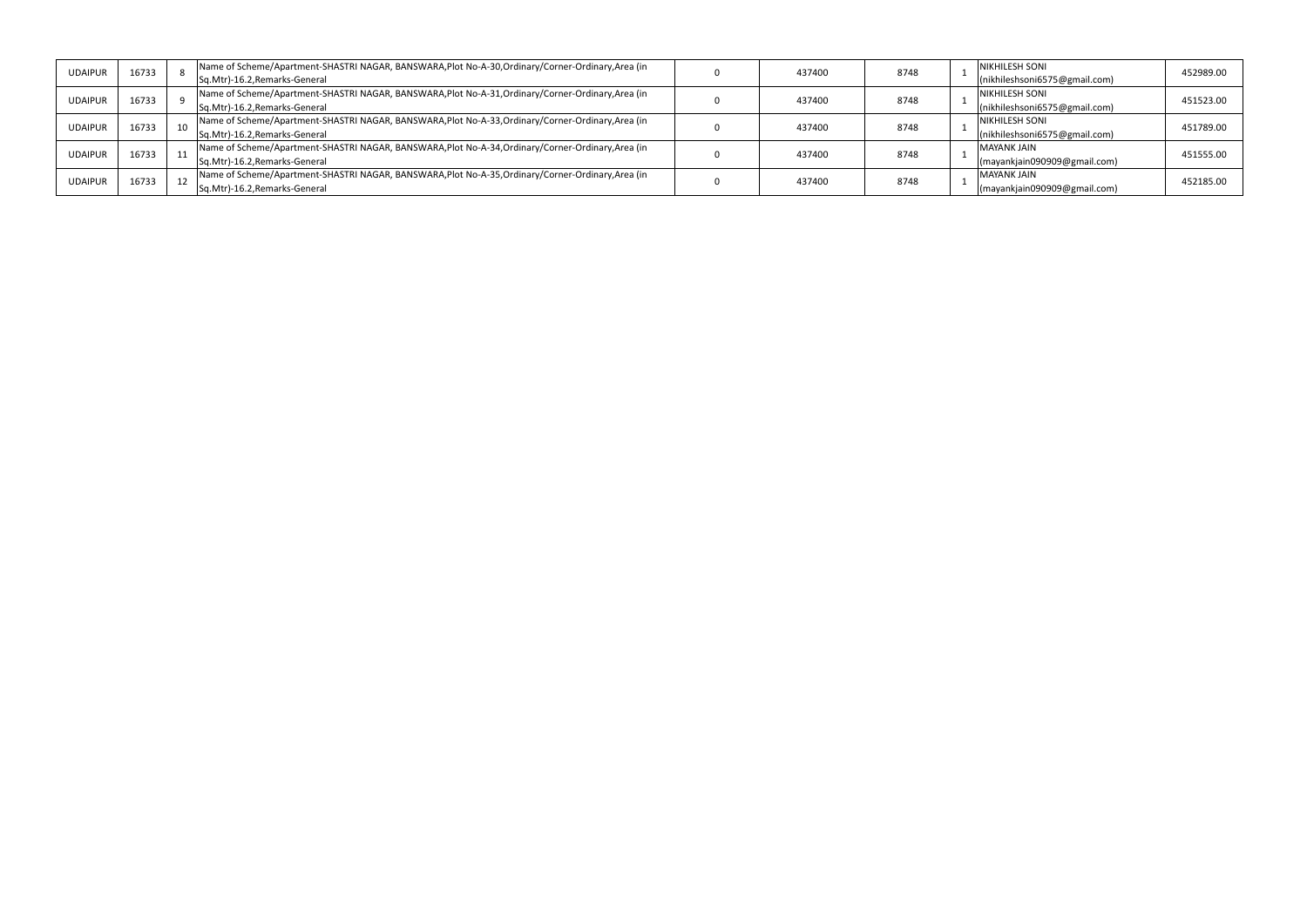| | | | | | | | | | |
|---|---|---|---|---|---|---|---|---|---|
| UDAIPUR | 16733 | 8 | Name of Scheme/Apartment-SHASTRI NAGAR, BANSWARA,Plot No-A-30,Ordinary/Corner-Ordinary,Area (in Sq.Mtr)-16.2,Remarks-General | 0 | 437400 | 8748 | 1 | NIKHILESH SONI (nikhileshsoni6575@gmail.com) | 452989.00 |
| UDAIPUR | 16733 | 9 | Name of Scheme/Apartment-SHASTRI NAGAR, BANSWARA,Plot No-A-31,Ordinary/Corner-Ordinary,Area (in Sq.Mtr)-16.2,Remarks-General | 0 | 437400 | 8748 | 1 | NIKHILESH SONI (nikhileshsoni6575@gmail.com) | 451523.00 |
| UDAIPUR | 16733 | 10 | Name of Scheme/Apartment-SHASTRI NAGAR, BANSWARA,Plot No-A-33,Ordinary/Corner-Ordinary,Area (in Sq.Mtr)-16.2,Remarks-General | 0 | 437400 | 8748 | 1 | NIKHILESH SONI (nikhileshsoni6575@gmail.com) | 451789.00 |
| UDAIPUR | 16733 | 11 | Name of Scheme/Apartment-SHASTRI NAGAR, BANSWARA,Plot No-A-34,Ordinary/Corner-Ordinary,Area (in Sq.Mtr)-16.2,Remarks-General | 0 | 437400 | 8748 | 1 | MAYANK JAIN (mayankjain090909@gmail.com) | 451555.00 |
| UDAIPUR | 16733 | 12 | Name of Scheme/Apartment-SHASTRI NAGAR, BANSWARA,Plot No-A-35,Ordinary/Corner-Ordinary,Area (in Sq.Mtr)-16.2,Remarks-General | 0 | 437400 | 8748 | 1 | MAYANK JAIN (mayankjain090909@gmail.com) | 452185.00 |